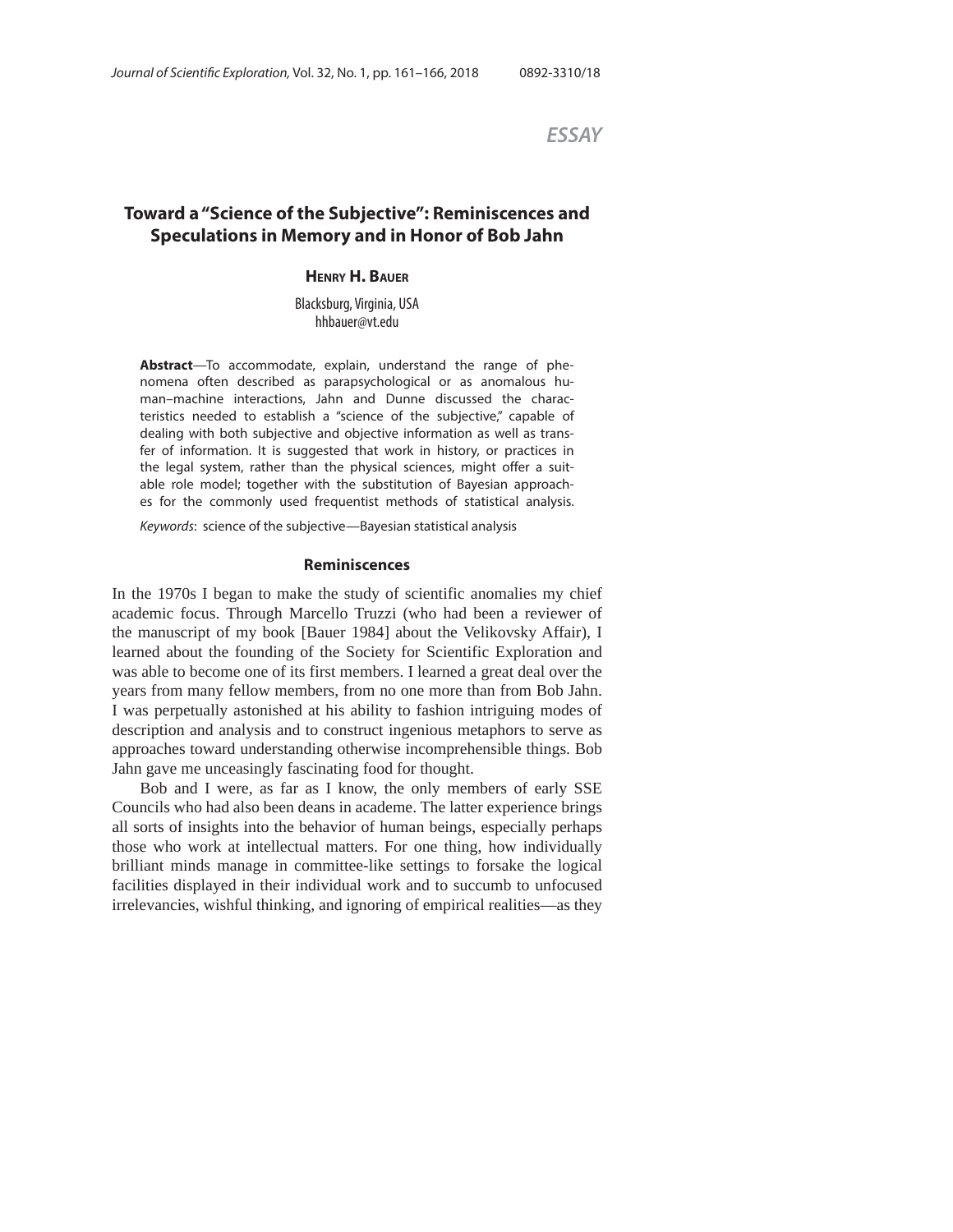*ESSAY*

# Toward a "Science of the Subjective": Reminiscences and Speculations in Memory and in Honor of Bob Jahn

**Henry H. Bauer**

Blacksburg, Virginia, USA
hhbauer@vt.edu

**Abstract**—To accommodate, explain, understand the range of phenomena often described as parapsychological or as anomalous human–machine interactions, Jahn and Dunne discussed the characteristics needed to establish a "science of the subjective," capable of dealing with both subjective and objective information as well as transfer of information. It is suggested that work in history, or practices in the legal system, rather than the physical sciences, might offer a suitable role model; together with the substitution of Bayesian approaches for the commonly used frequentist methods of statistical analysis.

*Keywords*: science of the subjective—Bayesian statistical analysis

## Reminiscences

In the 1970s I began to make the study of scientific anomalies my chief academic focus. Through Marcello Truzzi (who had been a reviewer of the manuscript of my book [Bauer 1984] about the Velikovsky Affair), I learned about the founding of the Society for Scientific Exploration and was able to become one of its first members. I learned a great deal over the years from many fellow members, from no one more than from Bob Jahn. I was perpetually astonished at his ability to fashion intriguing modes of description and analysis and to construct ingenious metaphors to serve as approaches toward understanding otherwise incomprehensible things. Bob Jahn gave me unceasingly fascinating food for thought.

Bob and I were, as far as I know, the only members of early SSE Councils who had also been deans in academe. The latter experience brings all sorts of insights into the behavior of human beings, especially perhaps those who work at intellectual matters. For one thing, how individually brilliant minds manage in committee-like settings to forsake the logical facilities displayed in their individual work and to succumb to unfocused irrelevancies, wishful thinking, and ignoring of empirical realities—as they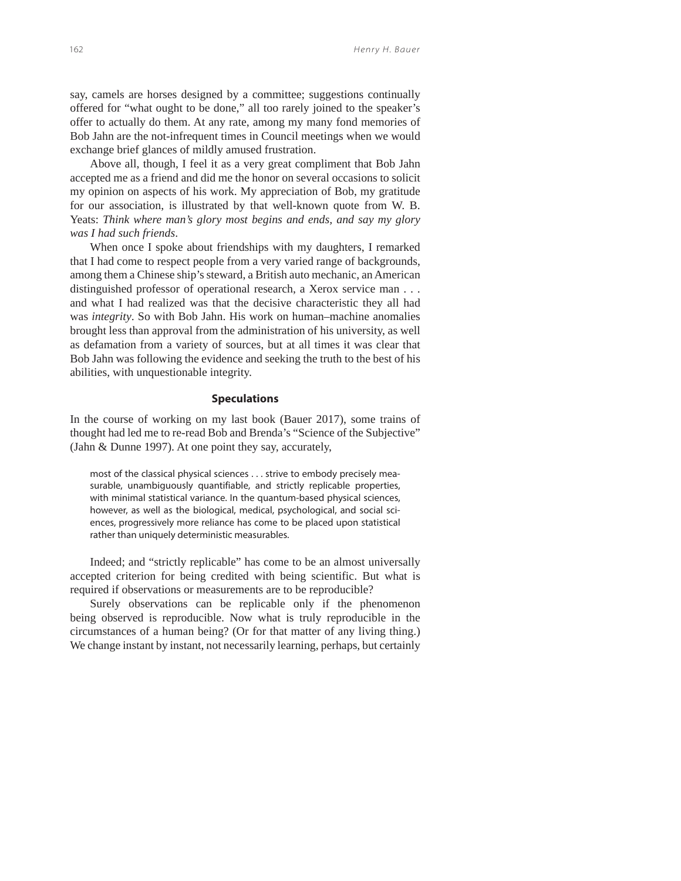say, camels are horses designed by a committee; suggestions continually offered for "what ought to be done," all too rarely joined to the speaker's offer to actually do them. At any rate, among my many fond memories of Bob Jahn are the not-infrequent times in Council meetings when we would exchange brief glances of mildly amused frustration.

Above all, though, I feel it as a very great compliment that Bob Jahn accepted me as a friend and did me the honor on several occasions to solicit my opinion on aspects of his work. My appreciation of Bob, my gratitude for our association, is illustrated by that well-known quote from W. B. Yeats: *Think where man's glory most begins and ends, and say my glory was I had such friends*.

When once I spoke about friendships with my daughters, I remarked that I had come to respect people from a very varied range of backgrounds, among them a Chinese ship's steward, a British auto mechanic, an American distinguished professor of operational research, a Xerox service man . . . and what I had realized was that the decisive characteristic they all had was *integrity*. So with Bob Jahn. His work on human–machine anomalies brought less than approval from the administration of his university, as well as defamation from a variety of sources, but at all times it was clear that Bob Jahn was following the evidence and seeking the truth to the best of his abilities, with unquestionable integrity.

## Speculations

In the course of working on my last book (Bauer 2017), some trains of thought had led me to re-read Bob and Brenda's "Science of the Subjective" (Jahn & Dunne 1997). At one point they say, accurately,

> most of the classical physical sciences . . . strive to embody precisely measurable, unambiguously quantifiable, and strictly replicable properties, with minimal statistical variance. In the quantum-based physical sciences, however, as well as the biological, medical, psychological, and social sciences, progressively more reliance has come to be placed upon statistical rather than uniquely deterministic measurables.

Indeed; and "strictly replicable" has come to be an almost universally accepted criterion for being credited with being scientific. But what is required if observations or measurements are to be reproducible?

Surely observations can be replicable only if the phenomenon being observed is reproducible. Now what is truly reproducible in the circumstances of a human being? (Or for that matter of any living thing.) We change instant by instant, not necessarily learning, perhaps, but certainly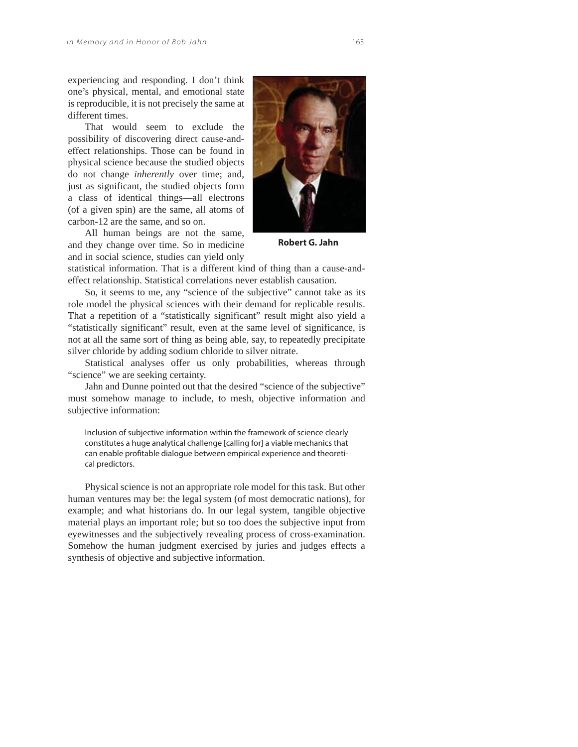experiencing and responding. I don't think one's physical, mental, and emotional state is reproducible, it is not precisely the same at different times.

That would seem to exclude the possibility of discovering direct cause-and-effect relationships. Those can be found in physical science because the studied objects do not change *inherently* over time; and, just as significant, the studied objects form a class of identical things—all electrons (of a given spin) are the same, all atoms of carbon-12 are the same, and so on.

**Robert G. Jahn**

All human beings are not the same, and they change over time. So in medicine and in social science, studies can yield only statistical information. That is a different kind of thing than a cause-and-effect relationship. Statistical correlations never establish causation.

So, it seems to me, any "science of the subjective" cannot take as its role model the physical sciences with their demand for replicable results. That a repetition of a "statistically significant" result might also yield a "statistically significant" result, even at the same level of significance, is not at all the same sort of thing as being able, say, to repeatedly precipitate silver chloride by adding sodium chloride to silver nitrate.

Statistical analyses offer us only probabilities, whereas through "science" we are seeking certainty.

Jahn and Dunne pointed out that the desired "science of the subjective" must somehow manage to include, to mesh, objective information and subjective information:

> Inclusion of subjective information within the framework of science clearly constitutes a huge analytical challenge [calling for] a viable mechanics that can enable profitable dialogue between empirical experience and theoretical predictors.

Physical science is not an appropriate role model for this task. But other human ventures may be: the legal system (of most democratic nations), for example; and what historians do. In our legal system, tangible objective material plays an important role; but so too does the subjective input from eyewitnesses and the subjectively revealing process of cross-examination. Somehow the human judgment exercised by juries and judges effects a synthesis of objective and subjective information.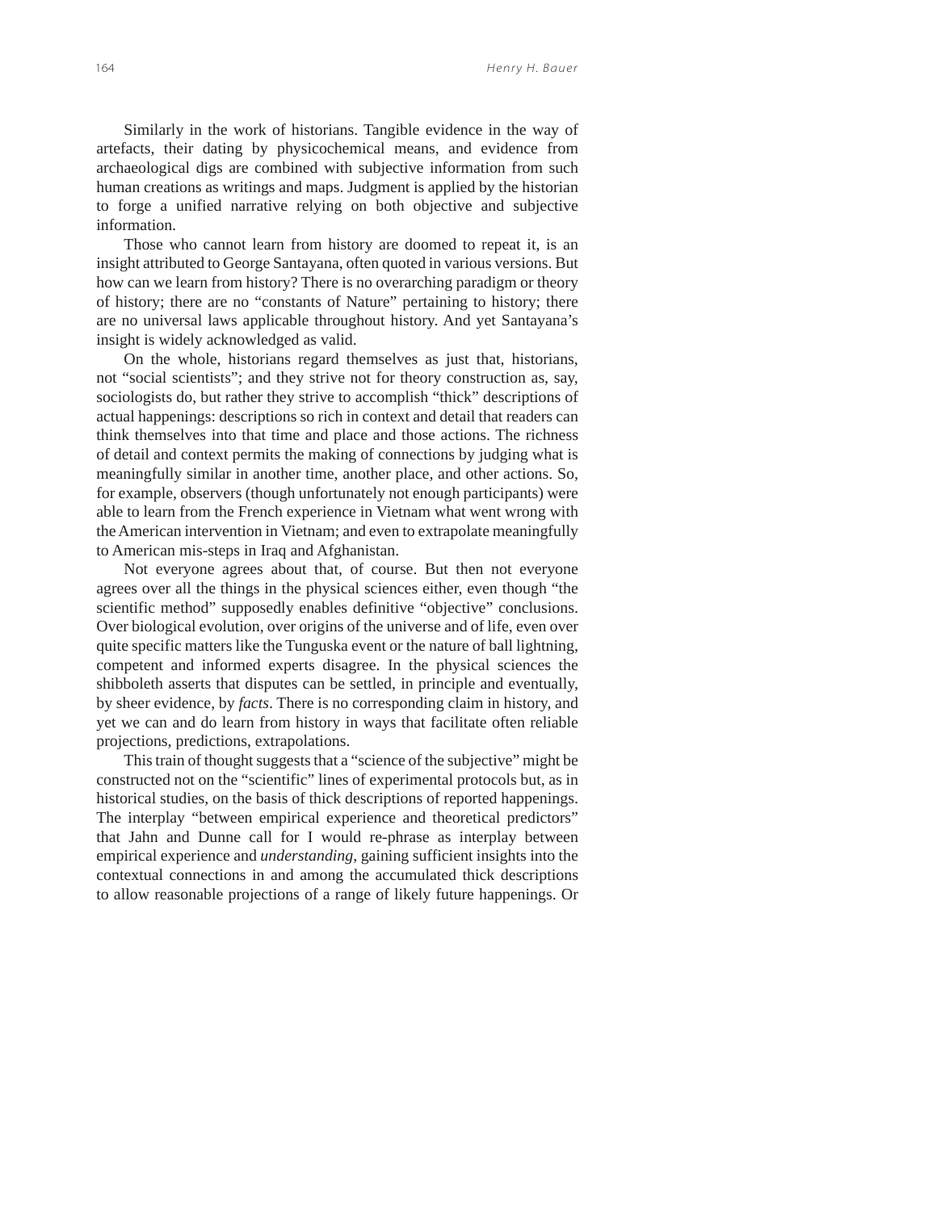Similarly in the work of historians. Tangible evidence in the way of artefacts, their dating by physicochemical means, and evidence from archaeological digs are combined with subjective information from such human creations as writings and maps. Judgment is applied by the historian to forge a unified narrative relying on both objective and subjective information.

Those who cannot learn from history are doomed to repeat it, is an insight attributed to George Santayana, often quoted in various versions. But how can we learn from history? There is no overarching paradigm or theory of history; there are no "constants of Nature" pertaining to history; there are no universal laws applicable throughout history. And yet Santayana's insight is widely acknowledged as valid.

On the whole, historians regard themselves as just that, historians, not "social scientists"; and they strive not for theory construction as, say, sociologists do, but rather they strive to accomplish "thick" descriptions of actual happenings: descriptions so rich in context and detail that readers can think themselves into that time and place and those actions. The richness of detail and context permits the making of connections by judging what is meaningfully similar in another time, another place, and other actions. So, for example, observers (though unfortunately not enough participants) were able to learn from the French experience in Vietnam what went wrong with the American intervention in Vietnam; and even to extrapolate meaningfully to American mis-steps in Iraq and Afghanistan.

Not everyone agrees about that, of course. But then not everyone agrees over all the things in the physical sciences either, even though "the scientific method" supposedly enables definitive "objective" conclusions. Over biological evolution, over origins of the universe and of life, even over quite specific matters like the Tunguska event or the nature of ball lightning, competent and informed experts disagree. In the physical sciences the shibboleth asserts that disputes can be settled, in principle and eventually, by sheer evidence, by *facts*. There is no corresponding claim in history, and yet we can and do learn from history in ways that facilitate often reliable projections, predictions, extrapolations.

This train of thought suggests that a "science of the subjective" might be constructed not on the "scientific" lines of experimental protocols but, as in historical studies, on the basis of thick descriptions of reported happenings. The interplay "between empirical experience and theoretical predictors" that Jahn and Dunne call for I would re-phrase as interplay between empirical experience and *understanding*, gaining sufficient insights into the contextual connections in and among the accumulated thick descriptions to allow reasonable projections of a range of likely future happenings. Or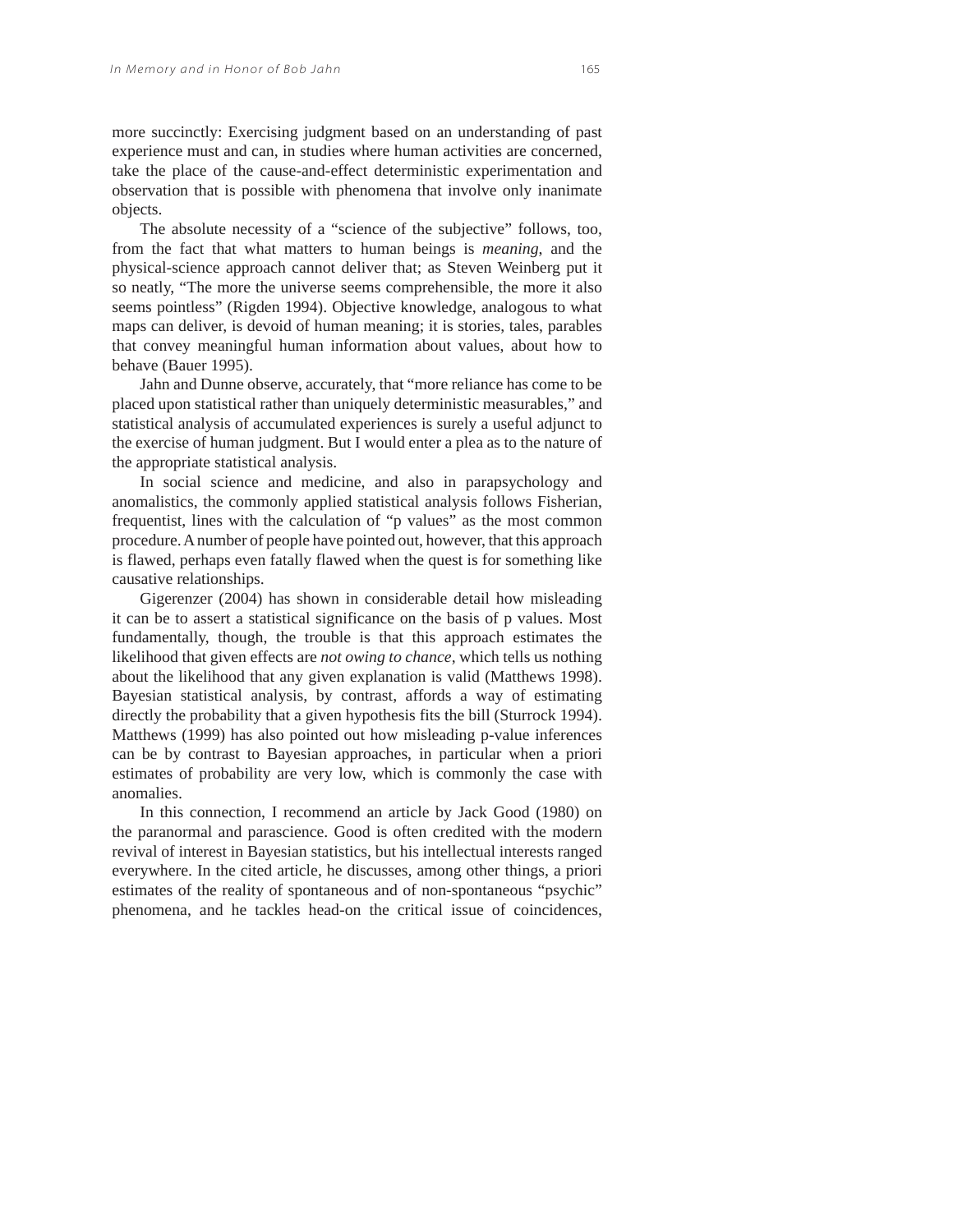more succinctly: Exercising judgment based on an understanding of past experience must and can, in studies where human activities are concerned, take the place of the cause-and-effect deterministic experimentation and observation that is possible with phenomena that involve only inanimate objects.

The absolute necessity of a "science of the subjective" follows, too, from the fact that what matters to human beings is *meaning*, and the physical-science approach cannot deliver that; as Steven Weinberg put it so neatly, "The more the universe seems comprehensible, the more it also seems pointless" (Rigden 1994). Objective knowledge, analogous to what maps can deliver, is devoid of human meaning; it is stories, tales, parables that convey meaningful human information about values, about how to behave (Bauer 1995).

Jahn and Dunne observe, accurately, that "more reliance has come to be placed upon statistical rather than uniquely deterministic measurables," and statistical analysis of accumulated experiences is surely a useful adjunct to the exercise of human judgment. But I would enter a plea as to the nature of the appropriate statistical analysis.

In social science and medicine, and also in parapsychology and anomalistics, the commonly applied statistical analysis follows Fisherian, frequentist, lines with the calculation of "p values" as the most common procedure. A number of people have pointed out, however, that this approach is flawed, perhaps even fatally flawed when the quest is for something like causative relationships.

Gigerenzer (2004) has shown in considerable detail how misleading it can be to assert a statistical significance on the basis of p values. Most fundamentally, though, the trouble is that this approach estimates the likelihood that given effects are *not owing to chance*, which tells us nothing about the likelihood that any given explanation is valid (Matthews 1998). Bayesian statistical analysis, by contrast, affords a way of estimating directly the probability that a given hypothesis fits the bill (Sturrock 1994). Matthews (1999) has also pointed out how misleading p-value inferences can be by contrast to Bayesian approaches, in particular when a priori estimates of probability are very low, which is commonly the case with anomalies.

In this connection, I recommend an article by Jack Good (1980) on the paranormal and parascience. Good is often credited with the modern revival of interest in Bayesian statistics, but his intellectual interests ranged everywhere. In the cited article, he discusses, among other things, a priori estimates of the reality of spontaneous and of non-spontaneous "psychic" phenomena, and he tackles head-on the critical issue of coincidences,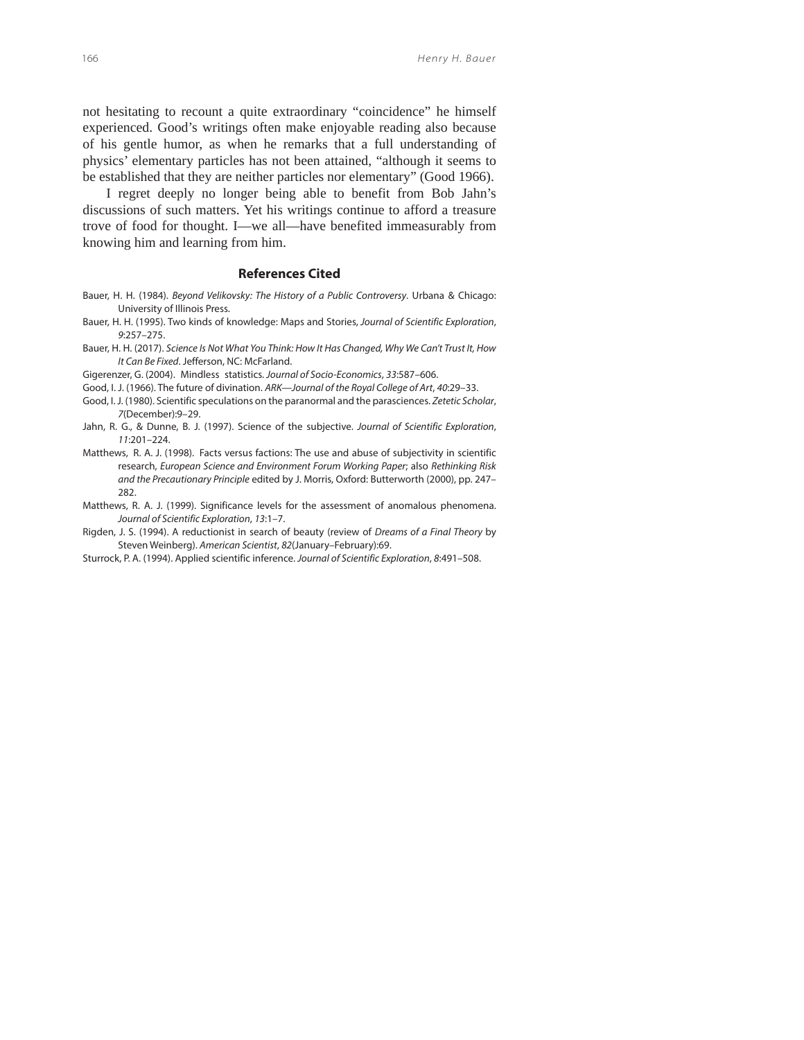not hesitating to recount a quite extraordinary "coincidence" he himself experienced. Good's writings often make enjoyable reading also because of his gentle humor, as when he remarks that a full understanding of physics' elementary particles has not been attained, "although it seems to be established that they are neither particles nor elementary" (Good 1966).

I regret deeply no longer being able to benefit from Bob Jahn's discussions of such matters. Yet his writings continue to afford a treasure trove of food for thought. I—we all—have benefited immeasurably from knowing him and learning from him.

## References Cited

Bauer, H. H. (1984). *Beyond Velikovsky: The History of a Public Controversy*. Urbana & Chicago: University of Illinois Press.

Bauer, H. H. (1995). Two kinds of knowledge: Maps and Stories, *Journal of Scientific Exploration*, *9*:257–275.

Bauer, H. H. (2017). *Science Is Not What You Think: How It Has Changed, Why We Can't Trust It, How It Can Be Fixed*. Jefferson, NC: McFarland.

Gigerenzer, G. (2004). Mindless statistics. *Journal of Socio-Economics*, *33*:587–606.

Good, I. J. (1966). The future of divination. *ARK—Journal of the Royal College of Art*, *40*:29–33.

Good, I. J. (1980). Scientific speculations on the paranormal and the parasciences. *Zetetic Scholar*, *7*(December):9–29.

Jahn, R. G., & Dunne, B. J. (1997). Science of the subjective. *Journal of Scientific Exploration*, *11*:201–224.

Matthews, R. A. J. (1998). Facts versus factions: The use and abuse of subjectivity in scientific research, *European Science and Environment Forum Working Paper*; also *Rethinking Risk and the Precautionary Principle* edited by J. Morris, Oxford: Butterworth (2000), pp. 247–282.

Matthews, R. A. J. (1999). Significance levels for the assessment of anomalous phenomena. *Journal of Scientific Exploration*, *13*:1–7.

Rigden, J. S. (1994). A reductionist in search of beauty (review of *Dreams of a Final Theory* by Steven Weinberg). *American Scientist*, *82*(January–February):69.

Sturrock, P. A. (1994). Applied scientific inference. *Journal of Scientific Exploration*, *8*:491–508.